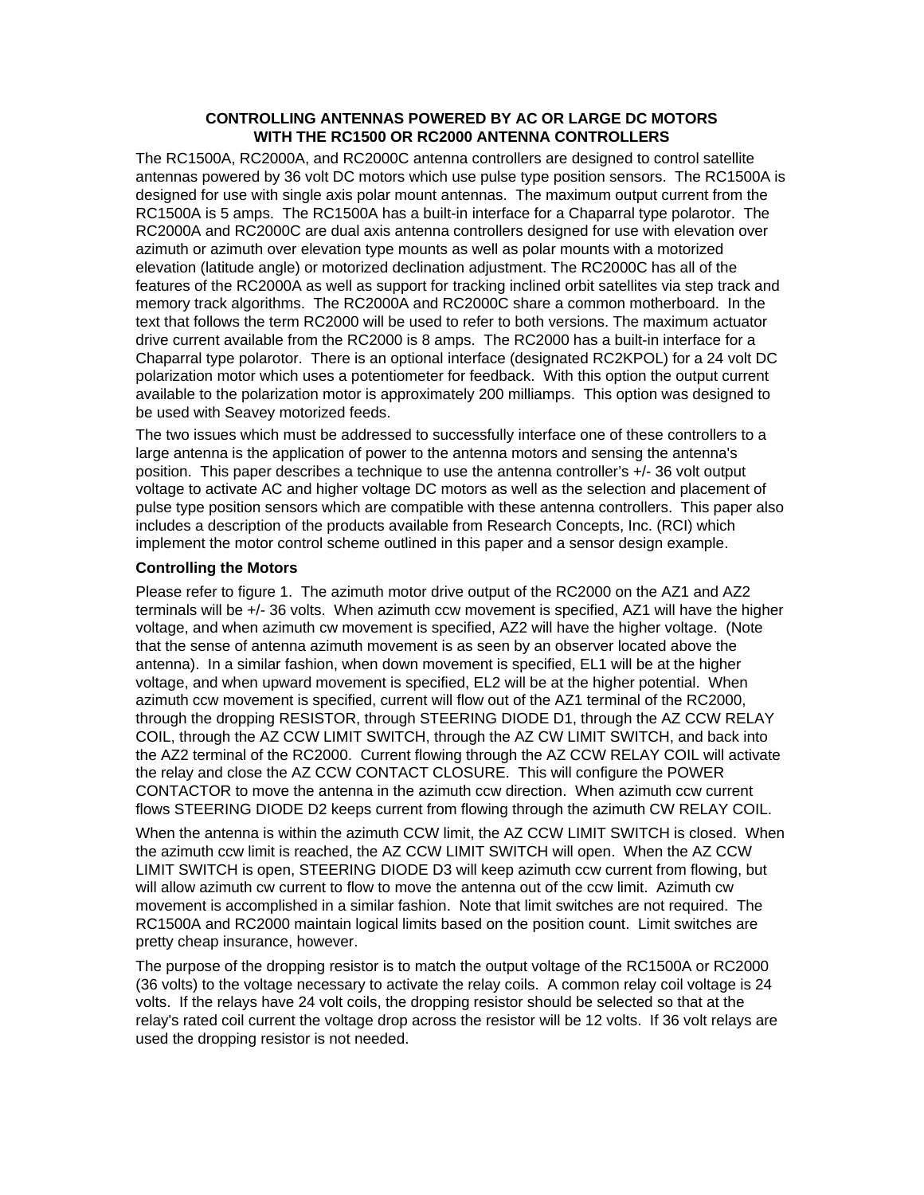# CONTROLLING ANTENNAS POWERED BY AC OR LARGE DC MOTORS WITH THE RC1500 OR RC2000 ANTENNA CONTROLLERS

The RC1500A, RC2000A, and RC2000C antenna controllers are designed to control satellite antennas powered by 36 volt DC motors which use pulse type position sensors. The RC1500A is designed for use with single axis polar mount antennas. The maximum output current from the RC1500A is 5 amps. The RC1500A has a built-in interface for a Chaparral type polarotor. The RC2000A and RC2000C are dual axis antenna controllers designed for use with elevation over azimuth or azimuth over elevation type mounts as well as polar mounts with a motorized elevation (latitude angle) or motorized declination adjustment. The RC2000C has all of the features of the RC2000A as well as support for tracking inclined orbit satellites via step track and memory track algorithms. The RC2000A and RC2000C share a common motherboard. In the text that follows the term RC2000 will be used to refer to both versions. The maximum actuator drive current available from the RC2000 is 8 amps. The RC2000 has a built-in interface for a Chaparral type polarotor. There is an optional interface (designated RC2KPOL) for a 24 volt DC polarization motor which uses a potentiometer for feedback. With this option the output current available to the polarization motor is approximately 200 milliamps. This option was designed to be used with Seavey motorized feeds.

The two issues which must be addressed to successfully interface one of these controllers to a large antenna is the application of power to the antenna motors and sensing the antenna's position. This paper describes a technique to use the antenna controller's +/- 36 volt output voltage to activate AC and higher voltage DC motors as well as the selection and placement of pulse type position sensors which are compatible with these antenna controllers. This paper also includes a description of the products available from Research Concepts, Inc. (RCI) which implement the motor control scheme outlined in this paper and a sensor design example.

**Controlling the Motors**

Please refer to figure 1. The azimuth motor drive output of the RC2000 on the AZ1 and AZ2 terminals will be +/- 36 volts. When azimuth ccw movement is specified, AZ1 will have the higher voltage, and when azimuth cw movement is specified, AZ2 will have the higher voltage. (Note that the sense of antenna azimuth movement is as seen by an observer located above the antenna). In a similar fashion, when down movement is specified, EL1 will be at the higher voltage, and when upward movement is specified, EL2 will be at the higher potential. When azimuth ccw movement is specified, current will flow out of the AZ1 terminal of the RC2000, through the dropping RESISTOR, through STEERING DIODE D1, through the AZ CCW RELAY COIL, through the AZ CCW LIMIT SWITCH, through the AZ CW LIMIT SWITCH, and back into the AZ2 terminal of the RC2000. Current flowing through the AZ CCW RELAY COIL will activate the relay and close the AZ CCW CONTACT CLOSURE. This will configure the POWER CONTACTOR to move the antenna in the azimuth ccw direction. When azimuth ccw current flows STEERING DIODE D2 keeps current from flowing through the azimuth CW RELAY COIL.

When the antenna is within the azimuth CCW limit, the AZ CCW LIMIT SWITCH is closed. When the azimuth ccw limit is reached, the AZ CCW LIMIT SWITCH will open. When the AZ CCW LIMIT SWITCH is open, STEERING DIODE D3 will keep azimuth ccw current from flowing, but will allow azimuth cw current to flow to move the antenna out of the ccw limit. Azimuth cw movement is accomplished in a similar fashion. Note that limit switches are not required. The RC1500A and RC2000 maintain logical limits based on the position count. Limit switches are pretty cheap insurance, however.

The purpose of the dropping resistor is to match the output voltage of the RC1500A or RC2000 (36 volts) to the voltage necessary to activate the relay coils. A common relay coil voltage is 24 volts. If the relays have 24 volt coils, the dropping resistor should be selected so that at the relay's rated coil current the voltage drop across the resistor will be 12 volts. If 36 volt relays are used the dropping resistor is not needed.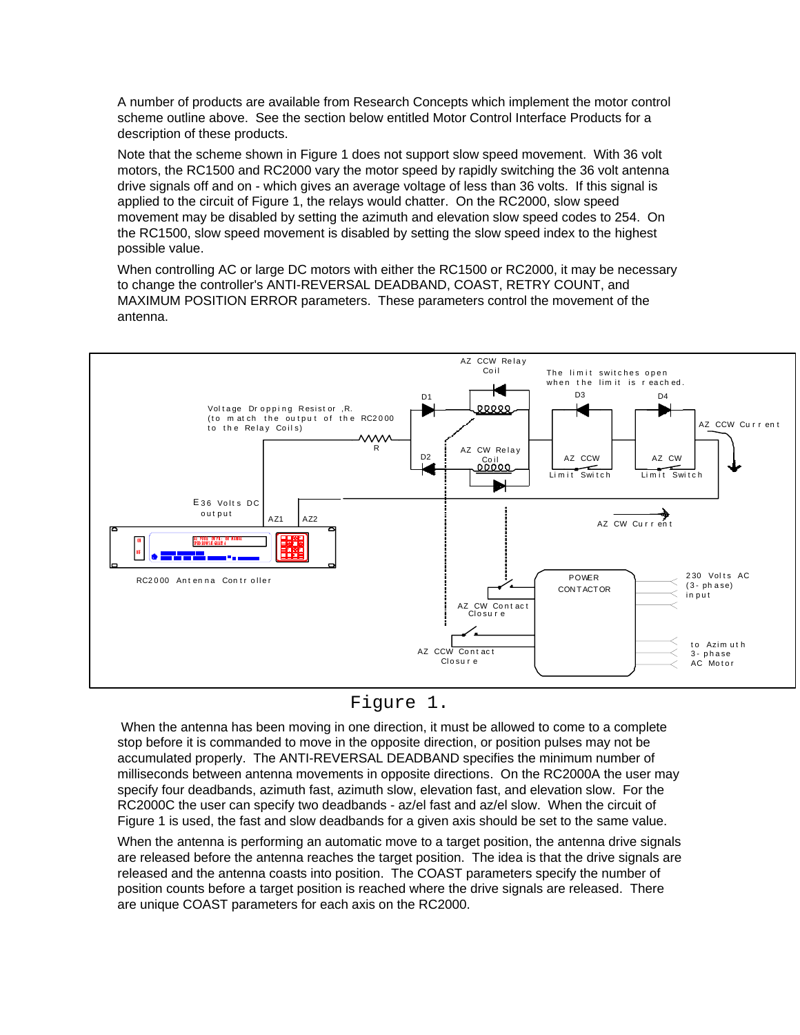A number of products are available from Research Concepts which implement the motor control scheme outline above. See the section below entitled Motor Control Interface Products for a description of these products.

Note that the scheme shown in Figure 1 does not support slow speed movement. With 36 volt motors, the RC1500 and RC2000 vary the motor speed by rapidly switching the 36 volt antenna drive signals off and on - which gives an average voltage of less than 36 volts. If this signal is applied to the circuit of Figure 1, the relays would chatter. On the RC2000, slow speed movement may be disabled by setting the azimuth and elevation slow speed codes to 254. On the RC1500, slow speed movement is disabled by setting the slow speed index to the highest possible value.

When controlling AC or large DC motors with either the RC1500 or RC2000, it may be necessary to change the controller's ANTI-REVERSAL DEADBAND, COAST, RETRY COUNT, and MAXIMUM POSITION ERROR parameters. These parameters control the movement of the antenna.

AZ CCW Relay Coil

The limit switches open when the limit is reached.

D1 D3 D4

Voltage Dropping Resistor ,R. (to match the output of the RC2000 to the Relay Coils)

AZ CCW Current

R

D2

AZ CW Relay Coil

AZ CCW Limit Switch

AZ CW Limit Switch

E36 Volts DC output

AZ1 AZ2

AZ CW Current

RC2000 Antenna Controller

POWER CONTACTOR

230 Volts AC (3-phase) input

AZ CW Contact Closure

AZ CCW Contact Closure

to Azimuth 3-phase AC Motor

Figure 1.

When the antenna has been moving in one direction, it must be allowed to come to a complete stop before it is commanded to move in the opposite direction, or position pulses may not be accumulated properly. The ANTI-REVERSAL DEADBAND specifies the minimum number of milliseconds between antenna movements in opposite directions. On the RC2000A the user may specify four deadbands, azimuth fast, azimuth slow, elevation fast, and elevation slow. For the RC2000C the user can specify two deadbands - az/el fast and az/el slow. When the circuit of Figure 1 is used, the fast and slow deadbands for a given axis should be set to the same value.

When the antenna is performing an automatic move to a target position, the antenna drive signals are released before the antenna reaches the target position. The idea is that the drive signals are released and the antenna coasts into position. The COAST parameters specify the number of position counts before a target position is reached where the drive signals are released. There are unique COAST parameters for each axis on the RC2000.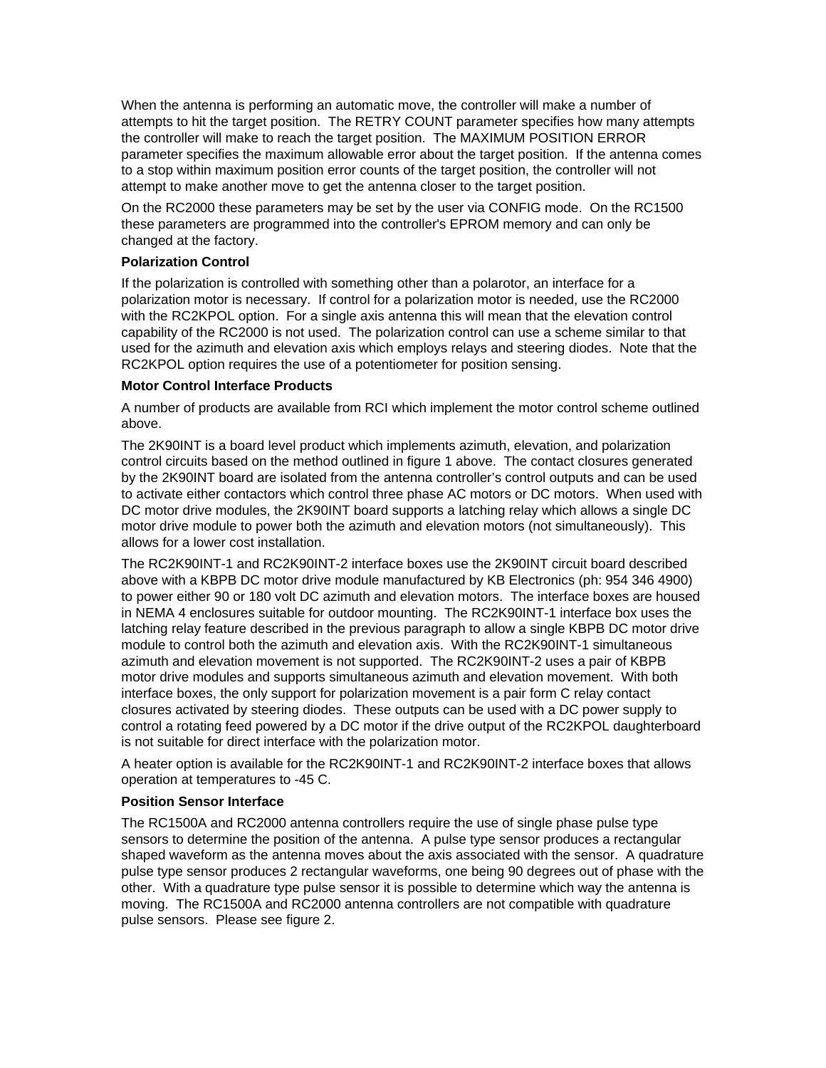When the antenna is performing an automatic move, the controller will make a number of attempts to hit the target position. The RETRY COUNT parameter specifies how many attempts the controller will make to reach the target position. The MAXIMUM POSITION ERROR parameter specifies the maximum allowable error about the target position. If the antenna comes to a stop within maximum position error counts of the target position, the controller will not attempt to make another move to get the antenna closer to the target position.

On the RC2000 these parameters may be set by the user via CONFIG mode. On the RC1500 these parameters are programmed into the controller's EPROM memory and can only be changed at the factory.

**Polarization Control**

If the polarization is controlled with something other than a polarotor, an interface for a polarization motor is necessary. If control for a polarization motor is needed, use the RC2000 with the RC2KPOL option. For a single axis antenna this will mean that the elevation control capability of the RC2000 is not used. The polarization control can use a scheme similar to that used for the azimuth and elevation axis which employs relays and steering diodes. Note that the RC2KPOL option requires the use of a potentiometer for position sensing.

**Motor Control Interface Products**

A number of products are available from RCI which implement the motor control scheme outlined above.

The 2K90INT is a board level product which implements azimuth, elevation, and polarization control circuits based on the method outlined in figure 1 above. The contact closures generated by the 2K90INT board are isolated from the antenna controller's control outputs and can be used to activate either contactors which control three phase AC motors or DC motors. When used with DC motor drive modules, the 2K90INT board supports a latching relay which allows a single DC motor drive module to power both the azimuth and elevation motors (not simultaneously). This allows for a lower cost installation.

The RC2K90INT-1 and RC2K90INT-2 interface boxes use the 2K90INT circuit board described above with a KBPB DC motor drive module manufactured by KB Electronics (ph: 954 346 4900) to power either 90 or 180 volt DC azimuth and elevation motors. The interface boxes are housed in NEMA 4 enclosures suitable for outdoor mounting. The RC2K90INT-1 interface box uses the latching relay feature described in the previous paragraph to allow a single KBPB DC motor drive module to control both the azimuth and elevation axis. With the RC2K90INT-1 simultaneous azimuth and elevation movement is not supported. The RC2K90INT-2 uses a pair of KBPB motor drive modules and supports simultaneous azimuth and elevation movement. With both interface boxes, the only support for polarization movement is a pair form C relay contact closures activated by steering diodes. These outputs can be used with a DC power supply to control a rotating feed powered by a DC motor if the drive output of the RC2KPOL daughterboard is not suitable for direct interface with the polarization motor.

A heater option is available for the RC2K90INT-1 and RC2K90INT-2 interface boxes that allows operation at temperatures to -45 C.

**Position Sensor Interface**

The RC1500A and RC2000 antenna controllers require the use of single phase pulse type sensors to determine the position of the antenna. A pulse type sensor produces a rectangular shaped waveform as the antenna moves about the axis associated with the sensor. A quadrature pulse type sensor produces 2 rectangular waveforms, one being 90 degrees out of phase with the other. With a quadrature type pulse sensor it is possible to determine which way the antenna is moving. The RC1500A and RC2000 antenna controllers are not compatible with quadrature pulse sensors. Please see figure 2.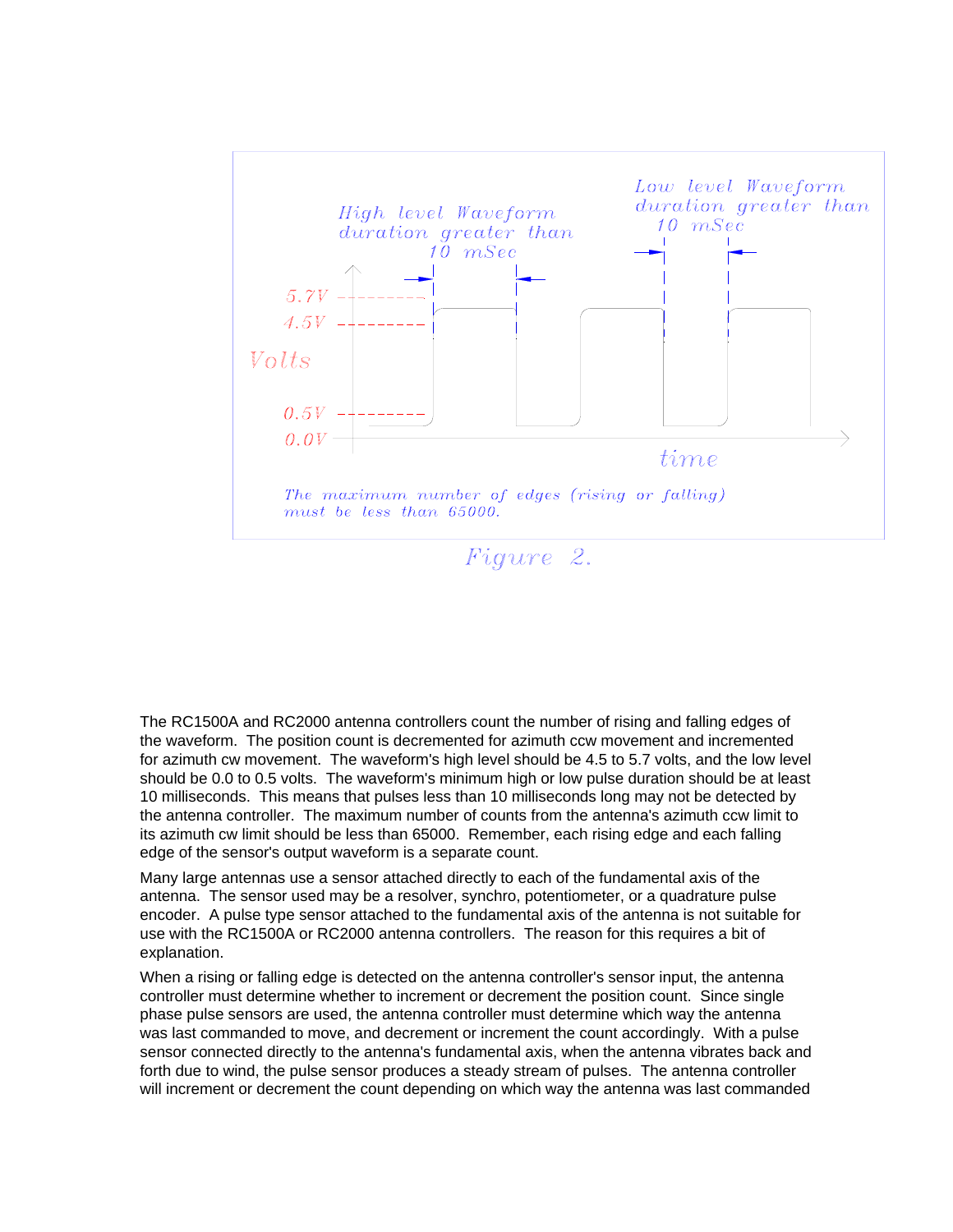High level Waveform duration greater than 10 mSec

Low level Waveform duration greater than 10 mSec

5.7V

4.5V

Volts

0.5V

0.0V

time

The maximum number of edges (rising or falling) must be less than 65000.

Figure 2.

The RC1500A and RC2000 antenna controllers count the number of rising and falling edges of the waveform. The position count is decremented for azimuth ccw movement and incremented for azimuth cw movement. The waveform's high level should be 4.5 to 5.7 volts, and the low level should be 0.0 to 0.5 volts. The waveform's minimum high or low pulse duration should be at least 10 milliseconds. This means that pulses less than 10 milliseconds long may not be detected by the antenna controller. The maximum number of counts from the antenna's azimuth ccw limit to its azimuth cw limit should be less than 65000. Remember, each rising edge and each falling edge of the sensor's output waveform is a separate count.

Many large antennas use a sensor attached directly to each of the fundamental axis of the antenna. The sensor used may be a resolver, synchro, potentiometer, or a quadrature pulse encoder. A pulse type sensor attached to the fundamental axis of the antenna is not suitable for use with the RC1500A or RC2000 antenna controllers. The reason for this requires a bit of explanation.

When a rising or falling edge is detected on the antenna controller's sensor input, the antenna controller must determine whether to increment or decrement the position count. Since single phase pulse sensors are used, the antenna controller must determine which way the antenna was last commanded to move, and decrement or increment the count accordingly. With a pulse sensor connected directly to the antenna's fundamental axis, when the antenna vibrates back and forth due to wind, the pulse sensor produces a steady stream of pulses. The antenna controller will increment or decrement the count depending on which way the antenna was last commanded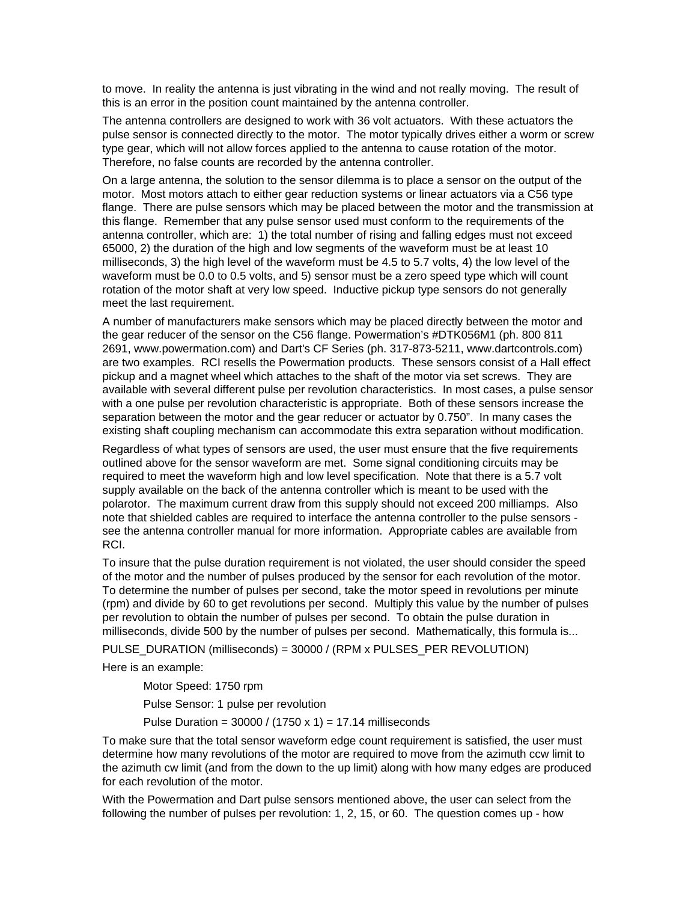to move. In reality the antenna is just vibrating in the wind and not really moving. The result of this is an error in the position count maintained by the antenna controller.

The antenna controllers are designed to work with 36 volt actuators. With these actuators the pulse sensor is connected directly to the motor. The motor typically drives either a worm or screw type gear, which will not allow forces applied to the antenna to cause rotation of the motor. Therefore, no false counts are recorded by the antenna controller.

On a large antenna, the solution to the sensor dilemma is to place a sensor on the output of the motor. Most motors attach to either gear reduction systems or linear actuators via a C56 type flange. There are pulse sensors which may be placed between the motor and the transmission at this flange. Remember that any pulse sensor used must conform to the requirements of the antenna controller, which are: 1) the total number of rising and falling edges must not exceed 65000, 2) the duration of the high and low segments of the waveform must be at least 10 milliseconds, 3) the high level of the waveform must be 4.5 to 5.7 volts, 4) the low level of the waveform must be 0.0 to 0.5 volts, and 5) sensor must be a zero speed type which will count rotation of the motor shaft at very low speed. Inductive pickup type sensors do not generally meet the last requirement.

A number of manufacturers make sensors which may be placed directly between the motor and the gear reducer of the sensor on the C56 flange. Powermation's #DTK056M1 (ph. 800 811 2691, www.powermation.com) and Dart's CF Series (ph. 317-873-5211, www.dartcontrols.com) are two examples. RCI resells the Powermation products. These sensors consist of a Hall effect pickup and a magnet wheel which attaches to the shaft of the motor via set screws. They are available with several different pulse per revolution characteristics. In most cases, a pulse sensor with a one pulse per revolution characteristic is appropriate. Both of these sensors increase the separation between the motor and the gear reducer or actuator by 0.750". In many cases the existing shaft coupling mechanism can accommodate this extra separation without modification.

Regardless of what types of sensors are used, the user must ensure that the five requirements outlined above for the sensor waveform are met. Some signal conditioning circuits may be required to meet the waveform high and low level specification. Note that there is a 5.7 volt supply available on the back of the antenna controller which is meant to be used with the polarotor. The maximum current draw from this supply should not exceed 200 milliamps. Also note that shielded cables are required to interface the antenna controller to the pulse sensors - see the antenna controller manual for more information. Appropriate cables are available from RCI.

To insure that the pulse duration requirement is not violated, the user should consider the speed of the motor and the number of pulses produced by the sensor for each revolution of the motor. To determine the number of pulses per second, take the motor speed in revolutions per minute (rpm) and divide by 60 to get revolutions per second. Multiply this value by the number of pulses per revolution to obtain the number of pulses per second. To obtain the pulse duration in milliseconds, divide 500 by the number of pulses per second. Mathematically, this formula is...

PULSE_DURATION (milliseconds) = 30000 / (RPM x PULSES_PER REVOLUTION)

Here is an example:

> Motor Speed: 1750 rpm
>
> Pulse Sensor: 1 pulse per revolution
>
> Pulse Duration = 30000 / (1750 x 1) = 17.14 milliseconds

To make sure that the total sensor waveform edge count requirement is satisfied, the user must determine how many revolutions of the motor are required to move from the azimuth ccw limit to the azimuth cw limit (and from the down to the up limit) along with how many edges are produced for each revolution of the motor.

With the Powermation and Dart pulse sensors mentioned above, the user can select from the following the number of pulses per revolution: 1, 2, 15, or 60. The question comes up - how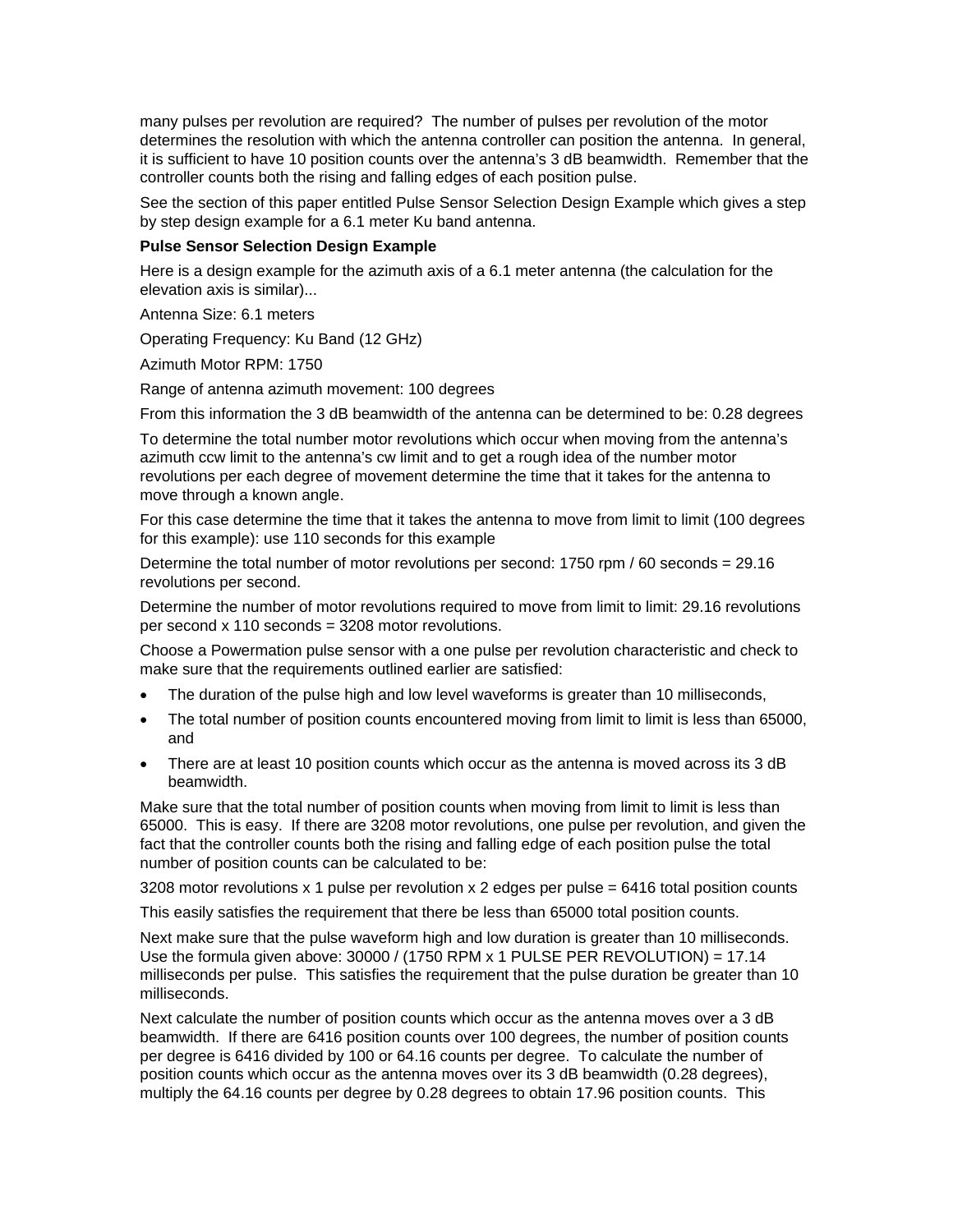many pulses per revolution are required? The number of pulses per revolution of the motor determines the resolution with which the antenna controller can position the antenna. In general, it is sufficient to have 10 position counts over the antenna's 3 dB beamwidth. Remember that the controller counts both the rising and falling edges of each position pulse.

See the section of this paper entitled Pulse Sensor Selection Design Example which gives a step by step design example for a 6.1 meter Ku band antenna.

**Pulse Sensor Selection Design Example**

Here is a design example for the azimuth axis of a 6.1 meter antenna (the calculation for the elevation axis is similar)...

Antenna Size: 6.1 meters

Operating Frequency: Ku Band (12 GHz)

Azimuth Motor RPM: 1750

Range of antenna azimuth movement: 100 degrees

From this information the 3 dB beamwidth of the antenna can be determined to be: 0.28 degrees

To determine the total number motor revolutions which occur when moving from the antenna's azimuth ccw limit to the antenna's cw limit and to get a rough idea of the number motor revolutions per each degree of movement determine the time that it takes for the antenna to move through a known angle.

For this case determine the time that it takes the antenna to move from limit to limit (100 degrees for this example): use 110 seconds for this example

Determine the total number of motor revolutions per second: 1750 rpm / 60 seconds = 29.16 revolutions per second.

Determine the number of motor revolutions required to move from limit to limit: 29.16 revolutions per second x 110 seconds = 3208 motor revolutions.

Choose a Powermation pulse sensor with a one pulse per revolution characteristic and check to make sure that the requirements outlined earlier are satisfied:

- The duration of the pulse high and low level waveforms is greater than 10 milliseconds,
- The total number of position counts encountered moving from limit to limit is less than 65000, and
- There are at least 10 position counts which occur as the antenna is moved across its 3 dB beamwidth.

Make sure that the total number of position counts when moving from limit to limit is less than 65000. This is easy. If there are 3208 motor revolutions, one pulse per revolution, and given the fact that the controller counts both the rising and falling edge of each position pulse the total number of position counts can be calculated to be:

3208 motor revolutions x 1 pulse per revolution x 2 edges per pulse = 6416 total position counts

This easily satisfies the requirement that there be less than 65000 total position counts.

Next make sure that the pulse waveform high and low duration is greater than 10 milliseconds. Use the formula given above: 30000 / (1750 RPM x 1 PULSE PER REVOLUTION) = 17.14 milliseconds per pulse. This satisfies the requirement that the pulse duration be greater than 10 milliseconds.

Next calculate the number of position counts which occur as the antenna moves over a 3 dB beamwidth. If there are 6416 position counts over 100 degrees, the number of position counts per degree is 6416 divided by 100 or 64.16 counts per degree. To calculate the number of position counts which occur as the antenna moves over its 3 dB beamwidth (0.28 degrees), multiply the 64.16 counts per degree by 0.28 degrees to obtain 17.96 position counts. This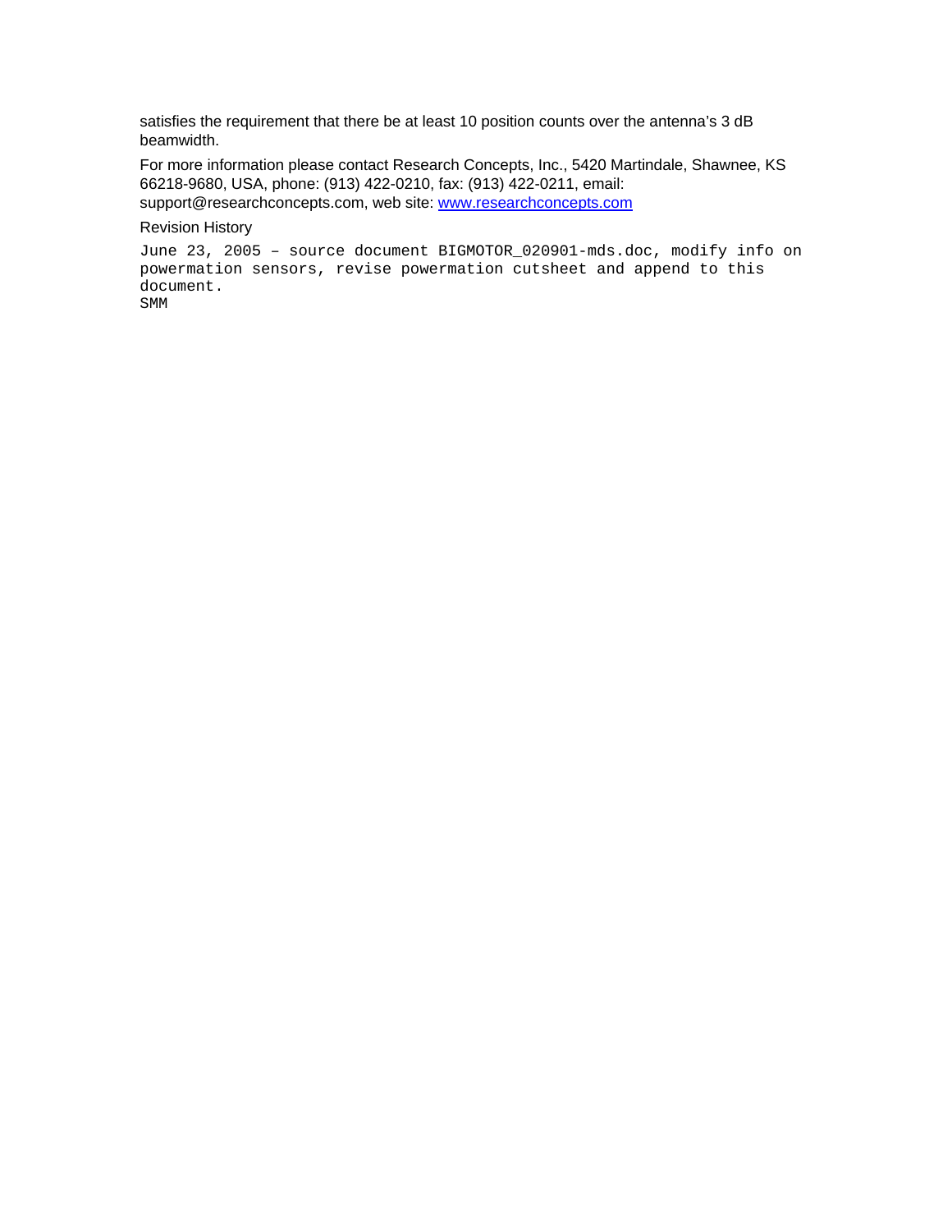satisfies the requirement that there be at least 10 position counts over the antenna's 3 dB beamwidth.

For more information please contact Research Concepts, Inc., 5420 Martindale, Shawnee, KS 66218-9680, USA, phone: (913) 422-0210, fax: (913) 422-0211, email: support@researchconcepts.com, web site: [www.researchconcepts.com](http://www.researchconcepts.com)

Revision History

```
June 23, 2005 – source document BIGMOTOR_020901-mds.doc, modify info on
powermation sensors, revise powermation cutsheet and append to this
document.
SMM
```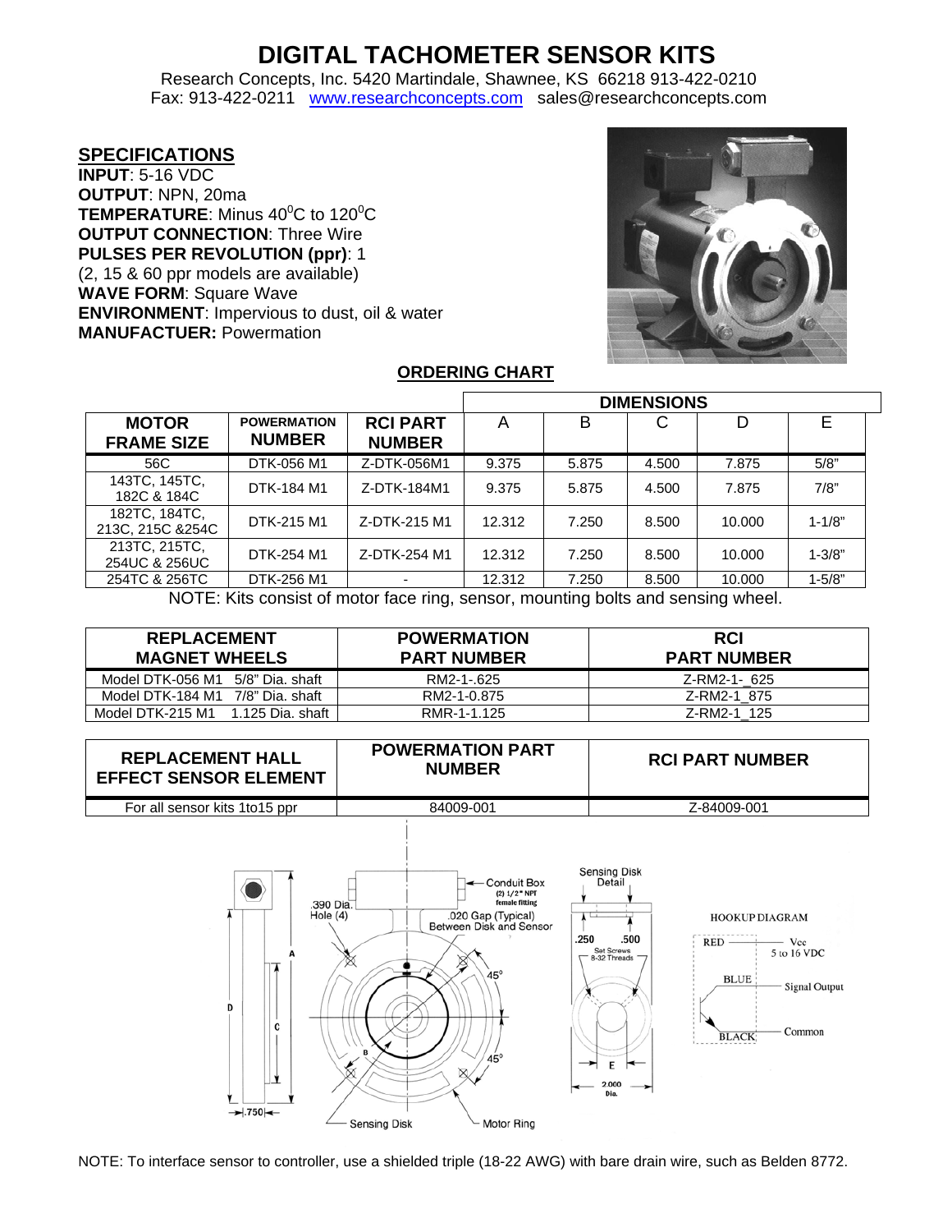# DIGITAL TACHOMETER SENSOR KITS

Research Concepts, Inc. 5420 Martindale, Shawnee, KS 66218 913-422-0210
Fax: 913-422-0211 www.researchconcepts.com sales@researchconcepts.com

## SPECIFICATIONS

**INPUT**: 5-16 VDC
**OUTPUT**: NPN, 20ma
**TEMPERATURE**: Minus $40^0$C to $120^0$C
**OUTPUT CONNECTION**: Three Wire
**PULSES PER REVOLUTION (ppr)**: 1
(2, 15 & 60 ppr models are available)
**WAVE FORM**: Square Wave
**ENVIRONMENT**: Impervious to dust, oil & water
**MANUFACTUER:** Powermation

## ORDERING CHART

| MOTOR FRAME SIZE | POWERMATION NUMBER | RCI PART NUMBER | DIMENSIONS A | B | C | D | E |
|---|---|---|---|---|---|---|---|
| 56C | DTK-056 M1 | Z-DTK-056M1 | 9.375 | 5.875 | 4.500 | 7.875 | 5/8" |
| 143TC, 145TC, 182C & 184C | DTK-184 M1 | Z-DTK-184M1 | 9.375 | 5.875 | 4.500 | 7.875 | 7/8" |
| 182TC, 184TC, 213C, 215C &254C | DTK-215 M1 | Z-DTK-215 M1 | 12.312 | 7.250 | 8.500 | 10.000 | 1-1/8" |
| 213TC, 215TC, 254UC & 256UC | DTK-254 M1 | Z-DTK-254 M1 | 12.312 | 7.250 | 8.500 | 10.000 | 1-3/8" |
| 254TC & 256TC | DTK-256 M1 | - | 12.312 | 7.250 | 8.500 | 10.000 | 1-5/8" |

NOTE: Kits consist of motor face ring, sensor, mounting bolts and sensing wheel.

| REPLACEMENT MAGNET WHEELS | POWERMATION PART NUMBER | RCI PART NUMBER |
|---|---|---|
| Model DTK-056 M1 5/8" Dia. shaft | RM2-1-.625 | Z-RM2-1-_625 |
| Model DTK-184 M1 7/8" Dia. shaft | RM2-1-0.875 | Z-RM2-1_875 |
| Model DTK-215 M1 1.125 Dia. shaft | RMR-1-1.125 | Z-RM2-1_125 |

| REPLACEMENT HALL EFFECT SENSOR ELEMENT | POWERMATION PART NUMBER | RCI PART NUMBER |
|---|---|---|
| For all sensor kits 1to15 ppr | 84009-001 | Z-84009-001 |

A
D
C
.750
.390 Dia. Hole (4)
B
Conduit Box (2) 1/2" NPT female fitting
.020 Gap (Typical) Between Disk and Sensor
45°
45°
Sensing Disk
Motor Ring
Sensing Disk Detail
.250
.500
Set Screws 8-32 Threads
E
2.000 Dia.

HOOKUP DIAGRAM
RED — Vcc 5 to 16 VDC
BLUE — Signal Output
BLACK — Common

NOTE: To interface sensor to controller, use a shielded triple (18-22 AWG) with bare drain wire, such as Belden 8772.